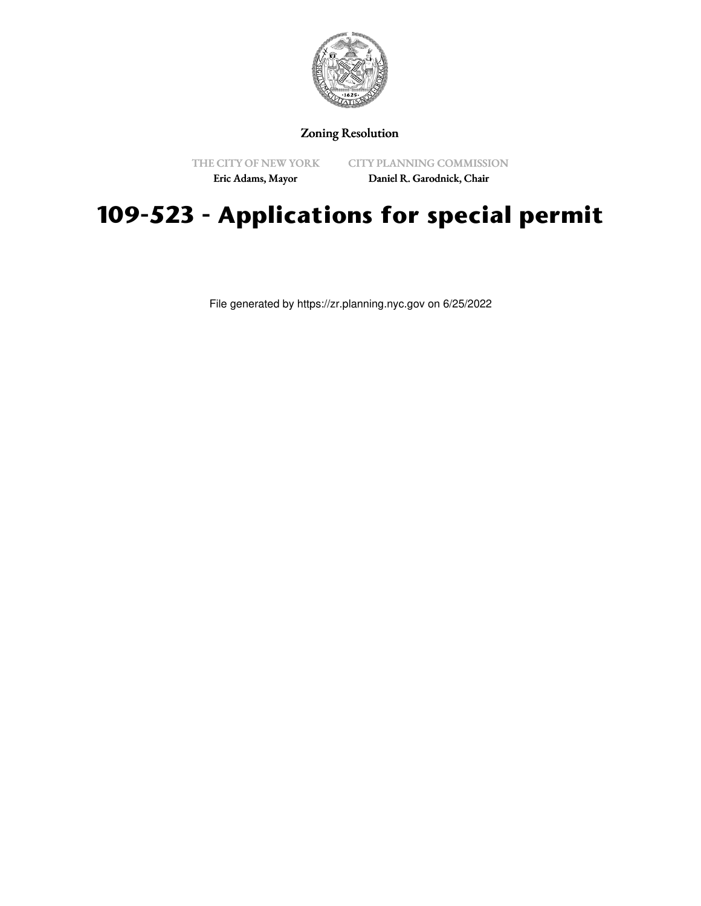Zoning Resolution

THE CITY OF NEW YORK
Eric Adams, Mayor

CITY PLANNING COMMISSION
Daniel R. Garodnick, Chair

# 109-523 - Applications for special permit

File generated by https://zr.planning.nyc.gov on 6/25/2022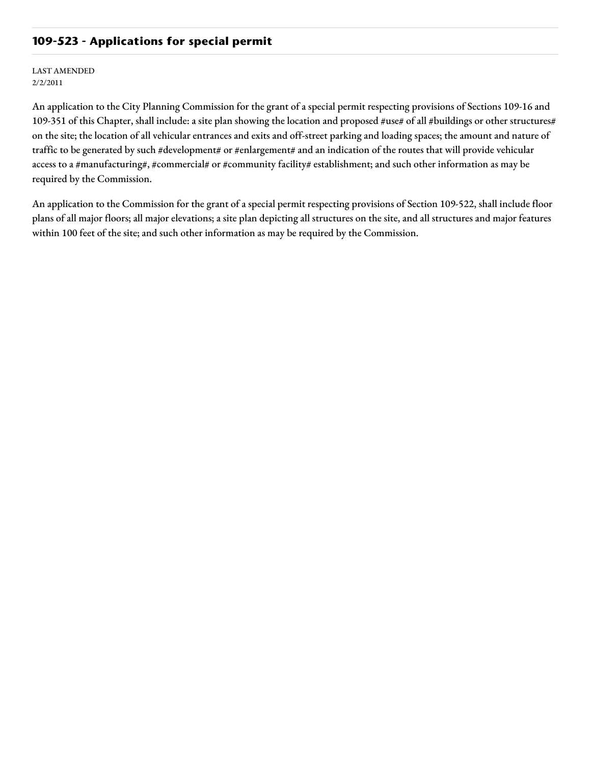## 109-523 - Applications for special permit

LAST AMENDED
2/2/2011

An application to the City Planning Commission for the grant of a special permit respecting provisions of Sections 109-16 and 109-351 of this Chapter, shall include: a site plan showing the location and proposed #use# of all #buildings or other structures# on the site; the location of all vehicular entrances and exits and off-street parking and loading spaces; the amount and nature of traffic to be generated by such #development# or #enlargement# and an indication of the routes that will provide vehicular access to a #manufacturing#, #commercial# or #community facility# establishment; and such other information as may be required by the Commission.

An application to the Commission for the grant of a special permit respecting provisions of Section 109-522, shall include floor plans of all major floors; all major elevations; a site plan depicting all structures on the site, and all structures and major features within 100 feet of the site; and such other information as may be required by the Commission.